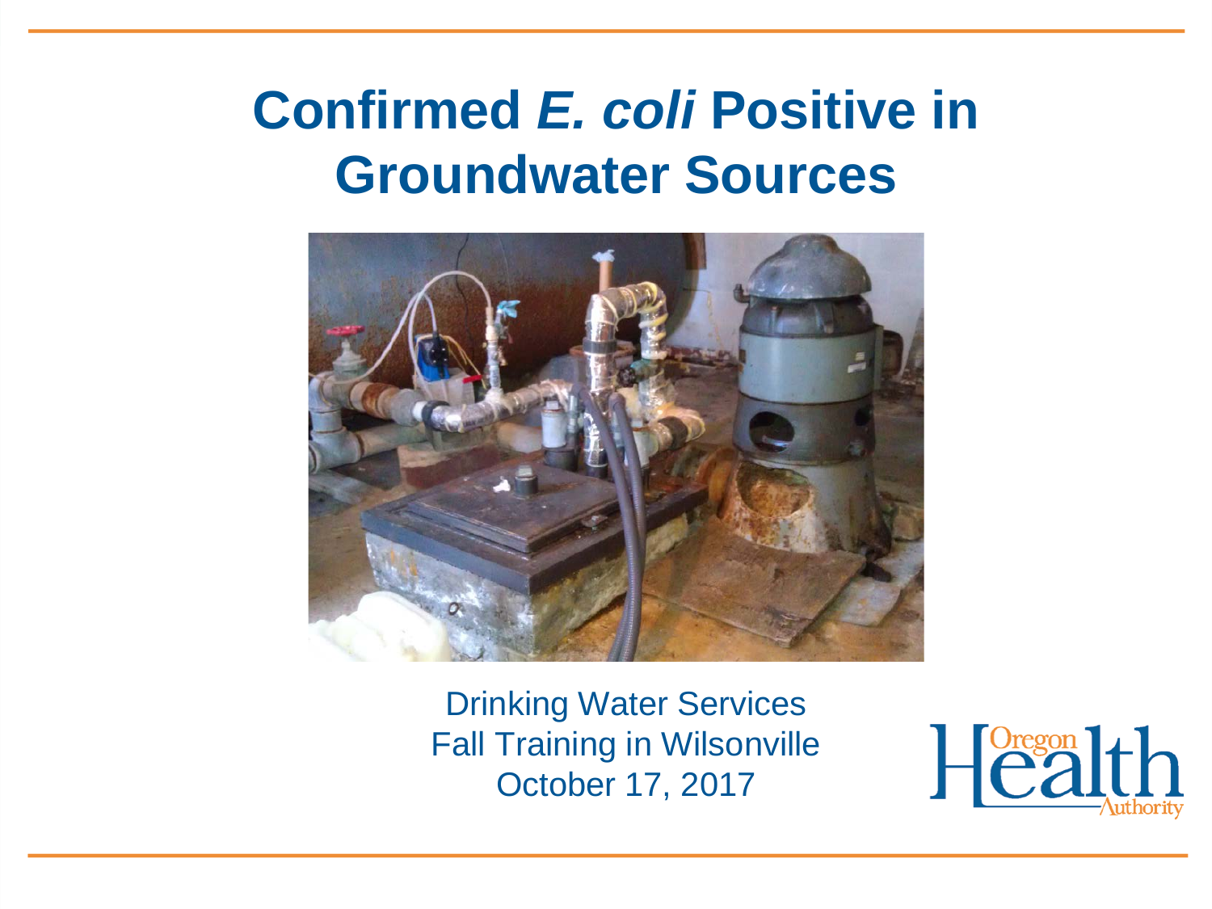# Confirmed *E. coli* Positive in Groundwater Sources

Drinking Water Services
Fall Training in Wilsonville
October 17, 2017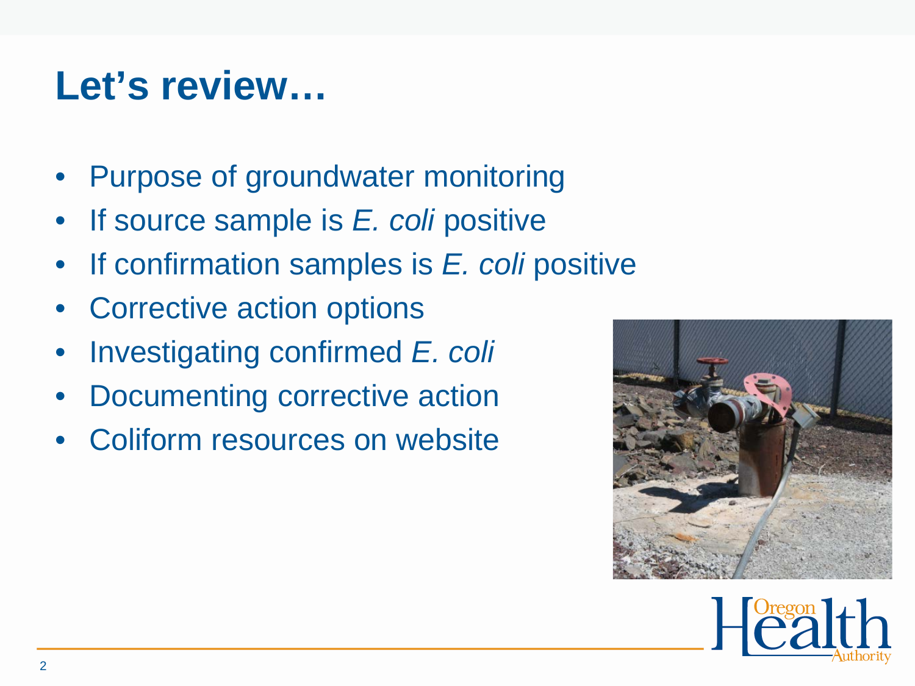# Let's review…

- Purpose of groundwater monitoring
- If source sample is *E. coli* positive
- If confirmation samples is *E. coli* positive
- Corrective action options
- Investigating confirmed *E. coli*
- Documenting corrective action
- Coliform resources on website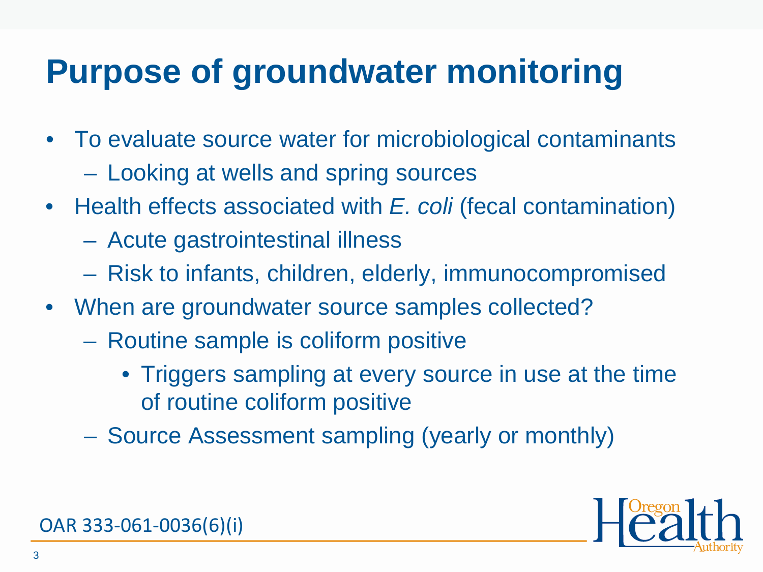# Purpose of groundwater monitoring

- To evaluate source water for microbiological contaminants
  - Looking at wells and spring sources
- Health effects associated with *E. coli* (fecal contamination)
  - Acute gastrointestinal illness
  - Risk to infants, children, elderly, immunocompromised
- When are groundwater source samples collected?
  - Routine sample is coliform positive
    - Triggers sampling at every source in use at the time of routine coliform positive
  - Source Assessment sampling (yearly or monthly)

OAR 333-061-0036(6)(i)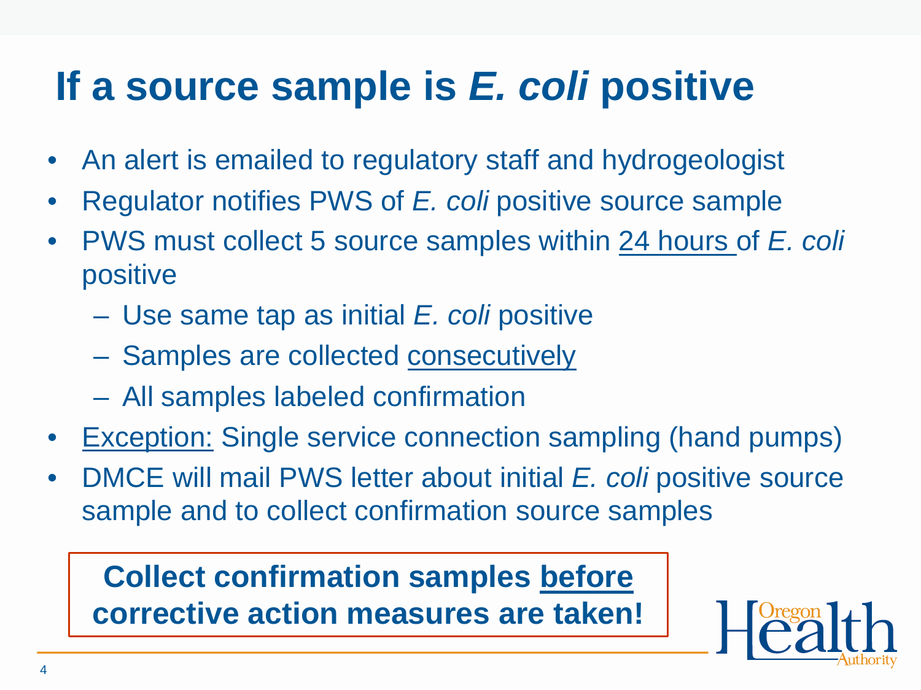# If a source sample is *E. coli* positive

- An alert is emailed to regulatory staff and hydrogeologist
- Regulator notifies PWS of *E. coli* positive source sample
- PWS must collect 5 source samples within <u>24 hours</u> of *E. coli* positive
  - Use same tap as initial *E. coli* positive
  - Samples are collected <u>consecutively</u>
  - All samples labeled confirmation
- <u>Exception:</u> Single service connection sampling (hand pumps)
- DMCE will mail PWS letter about initial *E. coli* positive source sample and to collect confirmation source samples

**Collect confirmation samples <u>before</u> corrective action measures are taken!**

Oregon Health Authority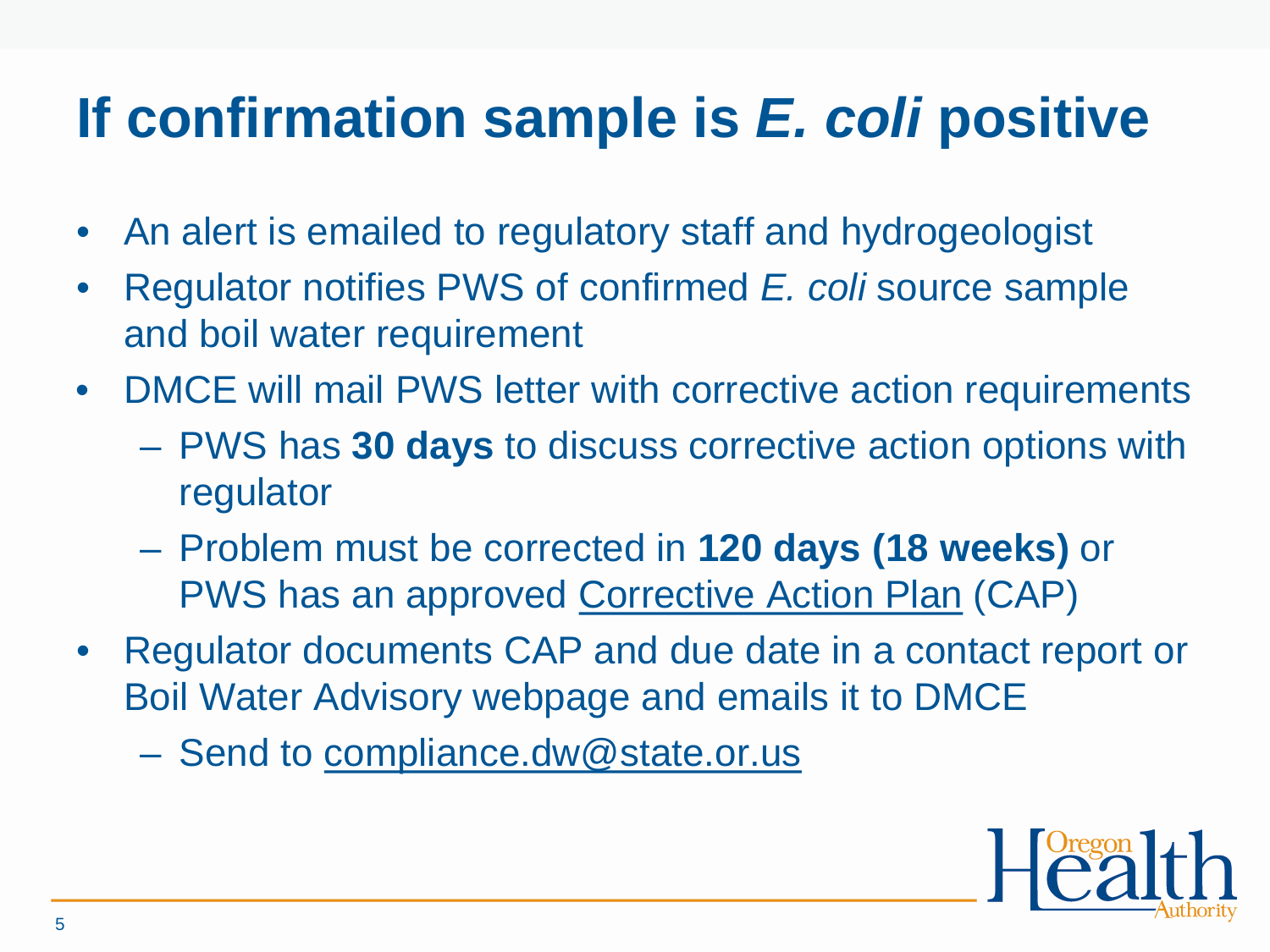# If confirmation sample is *E. coli* positive

- An alert is emailed to regulatory staff and hydrogeologist
- Regulator notifies PWS of confirmed *E. coli* source sample and boil water requirement
- DMCE will mail PWS letter with corrective action requirements
  - PWS has **30 days** to discuss corrective action options with regulator
  - Problem must be corrected in **120 days (18 weeks)** or PWS has an approved Corrective Action Plan (CAP)
- Regulator documents CAP and due date in a contact report or Boil Water Advisory webpage and emails it to DMCE
  - Send to compliance.dw@state.or.us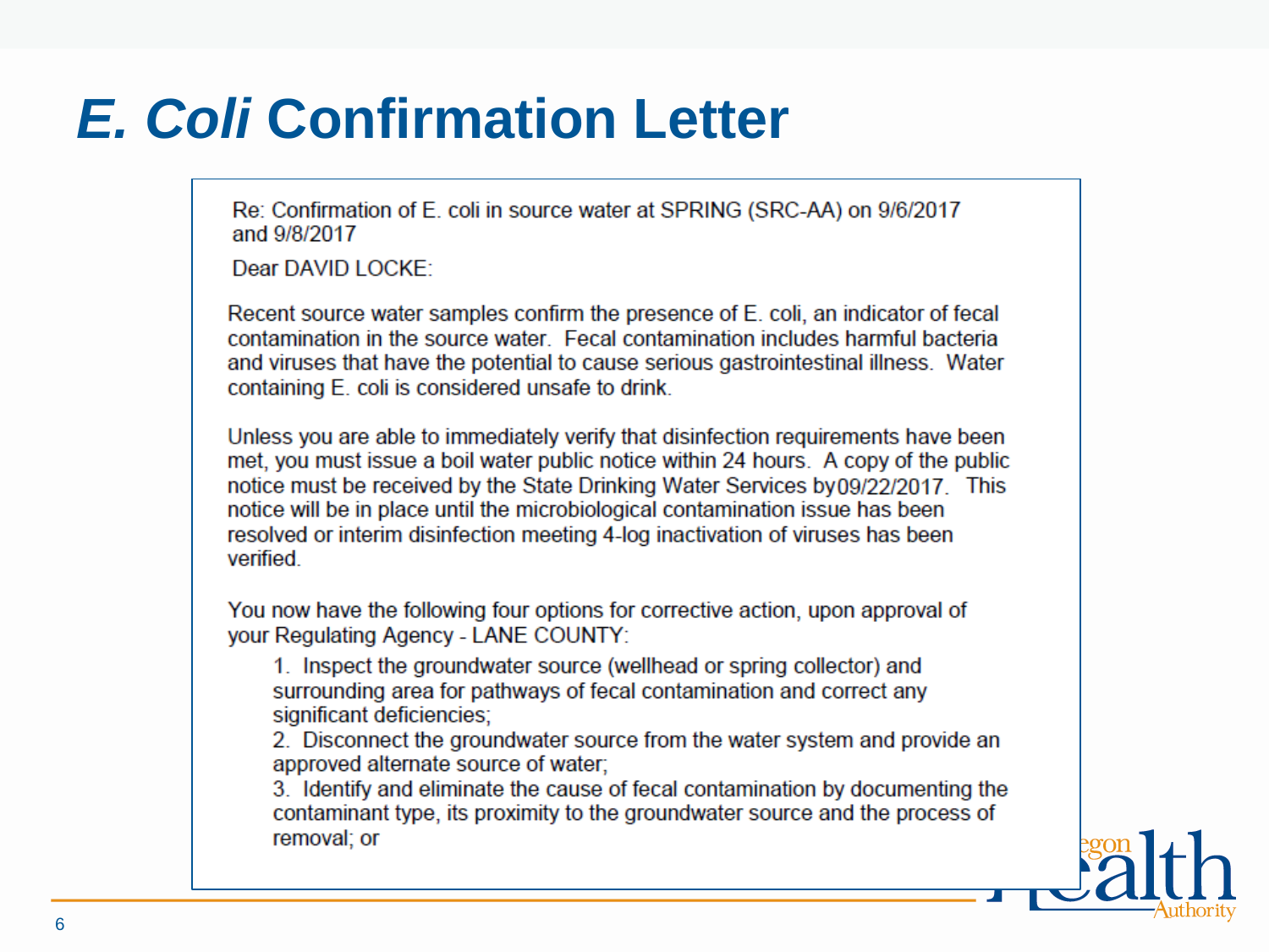# *E. Coli* Confirmation Letter

Re: Confirmation of E. coli in source water at SPRING (SRC-AA) on 9/6/2017 and 9/8/2017

Dear DAVID LOCKE:

Recent source water samples confirm the presence of E. coli, an indicator of fecal contamination in the source water. Fecal contamination includes harmful bacteria and viruses that have the potential to cause serious gastrointestinal illness. Water containing E. coli is considered unsafe to drink.

Unless you are able to immediately verify that disinfection requirements have been met, you must issue a boil water public notice within 24 hours. A copy of the public notice must be received by the State Drinking Water Services by 09/22/2017. This notice will be in place until the microbiological contamination issue has been resolved or interim disinfection meeting 4-log inactivation of viruses has been verified.

You now have the following four options for corrective action, upon approval of your Regulating Agency - LANE COUNTY:

1. Inspect the groundwater source (wellhead or spring collector) and surrounding area for pathways of fecal contamination and correct any significant deficiencies;
2. Disconnect the groundwater source from the water system and provide an approved alternate source of water;
3. Identify and eliminate the cause of fecal contamination by documenting the contaminant type, its proximity to the groundwater source and the process of removal; or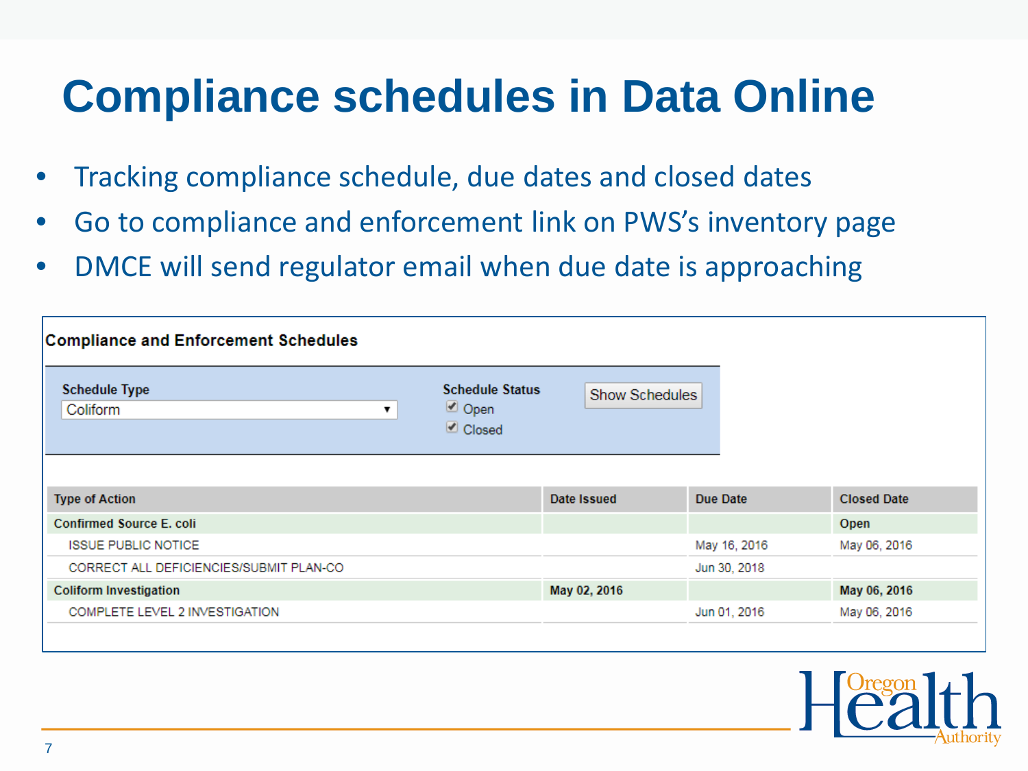# Compliance schedules in Data Online

- Tracking compliance schedule, due dates and closed dates
- Go to compliance and enforcement link on PWS's inventory page
- DMCE will send regulator email when due date is approaching

**Compliance and Enforcement Schedules**

Schedule Type: Coliform

Schedule Status: ☑ Open ☑ Closed

Show Schedules

| Type of Action | Date Issued | Due Date | Closed Date |
|---|---|---|---|
| **Confirmed Source E. coli** | | | **Open** |
| ISSUE PUBLIC NOTICE | | May 16, 2016 | May 06, 2016 |
| CORRECT ALL DEFICIENCIES/SUBMIT PLAN-CO | | Jun 30, 2018 | |
| **Coliform Investigation** | **May 02, 2016** | | **May 06, 2016** |
| COMPLETE LEVEL 2 INVESTIGATION | | Jun 01, 2016 | May 06, 2016 |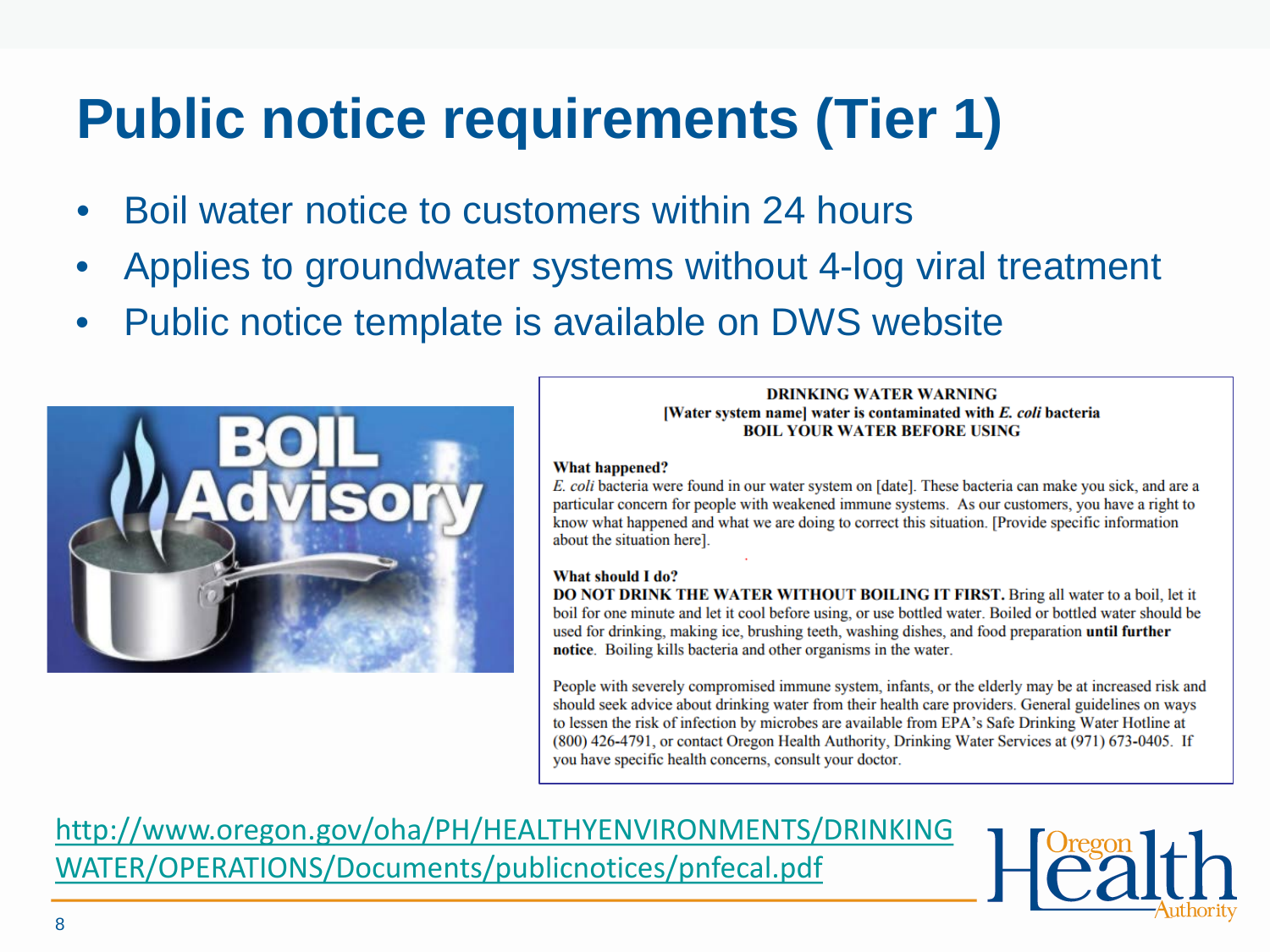# Public notice requirements (Tier 1)

- Boil water notice to customers within 24 hours
- Applies to groundwater systems without 4-log viral treatment
- Public notice template is available on DWS website

**DRINKING WATER WARNING**
**[Water system name] water is contaminated with *E. coli* bacteria**
**BOIL YOUR WATER BEFORE USING**

**What happened?**
*E. coli* bacteria were found in our water system on [date]. These bacteria can make you sick, and are a particular concern for people with weakened immune systems. As our customers, you have a right to know what happened and what we are doing to correct this situation. [Provide specific information about the situation here].

**What should I do?**
**DO NOT DRINK THE WATER WITHOUT BOILING IT FIRST.** Bring all water to a boil, let it boil for one minute and let it cool before using, or use bottled water. Boiled or bottled water should be used for drinking, making ice, brushing teeth, washing dishes, and food preparation **until further notice**. Boiling kills bacteria and other organisms in the water.

People with severely compromised immune system, infants, or the elderly may be at increased risk and should seek advice about drinking water from their health care providers. General guidelines on ways to lessen the risk of infection by microbes are available from EPA's Safe Drinking Water Hotline at (800) 426-4791, or contact Oregon Health Authority, Drinking Water Services at (971) 673-0405. If you have specific health concerns, consult your doctor.

http://www.oregon.gov/oha/PH/HEALTHYENVIRONMENTS/DRINKINGWATER/OPERATIONS/Documents/publicnotices/pnfecal.pdf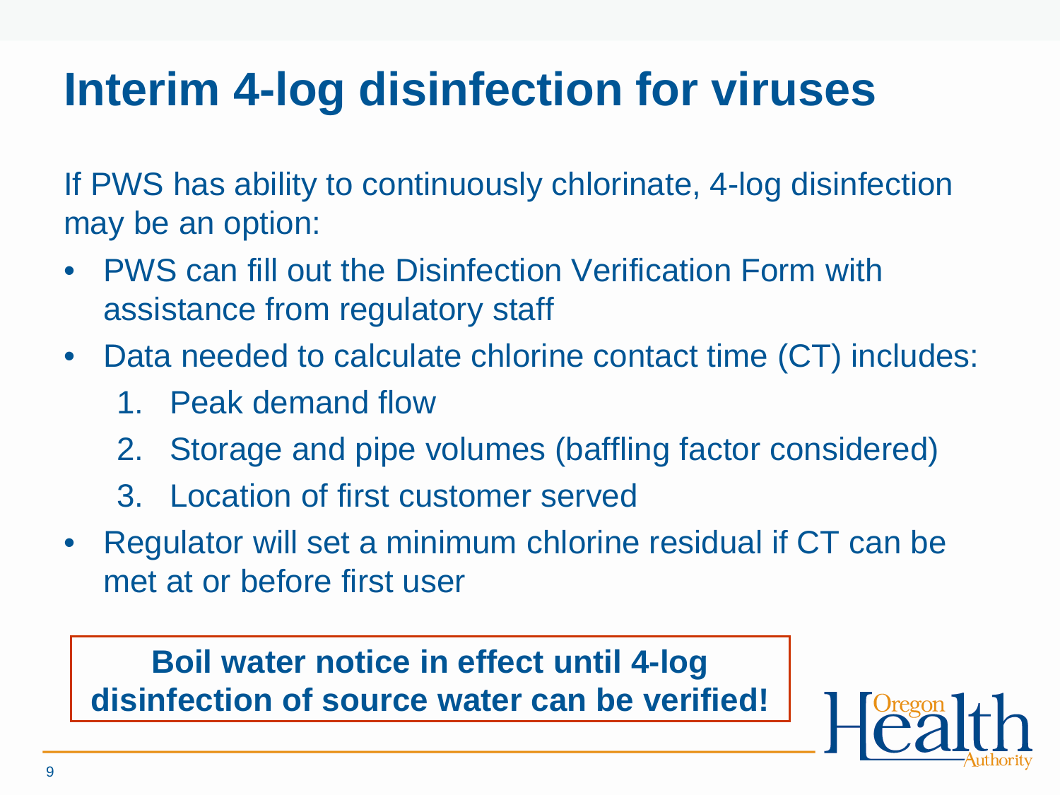# Interim 4-log disinfection for viruses

If PWS has ability to continuously chlorinate, 4-log disinfection may be an option:

- PWS can fill out the Disinfection Verification Form with assistance from regulatory staff
- Data needed to calculate chlorine contact time (CT) includes:
  1. Peak demand flow
  2. Storage and pipe volumes (baffling factor considered)
  3. Location of first customer served
- Regulator will set a minimum chlorine residual if CT can be met at or before first user

**Boil water notice in effect until 4-log disinfection of source water can be verified!**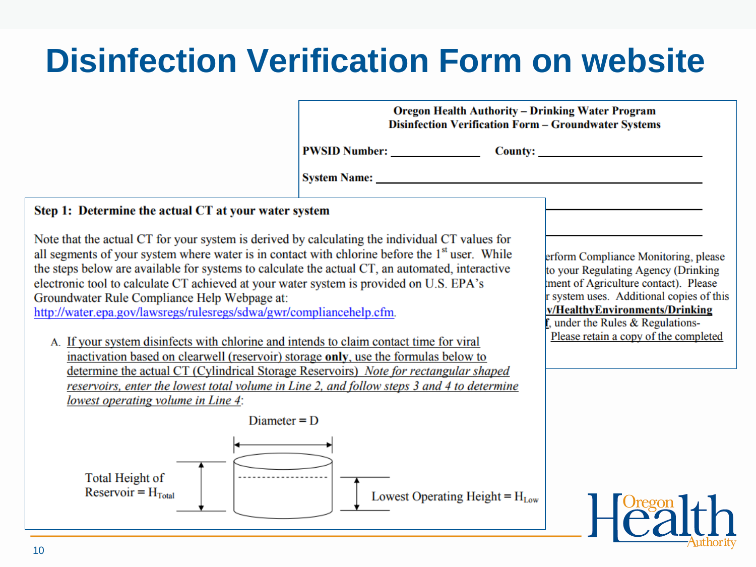# Disinfection Verification Form on website

**Oregon Health Authority – Drinking Water Program**
**Disinfection Verification Form – Groundwater Systems**

**PWSID Number:** ______________ **County:** ______________________

**System Name:** ________________________________________

erform Compliance Monitoring, please
to your Regulating Agency (Drinking
tment of Agriculture contact). Please
r system uses. Additional copies of this
**v/HealthyEnvironments/Drinking**
**f**, under the Rules & Regulations-
Please retain a copy of the completed

**Step 1: Determine the actual CT at your water system**

Note that the actual CT for your system is derived by calculating the individual CT values for all segments of your system where water is in contact with chlorine before the 1st user. While the steps below are available for systems to calculate the actual CT, an automated, interactive electronic tool to calculate CT achieved at your water system is provided on U.S. EPA's Groundwater Rule Compliance Help Webpage at: http://water.epa.gov/lawsregs/rulesregs/sdwa/gwr/compliancehelp.cfm.

A. If your system disinfects with chlorine and intends to claim contact time for viral inactivation based on clearwell (reservoir) storage **only**, use the formulas below to determine the actual CT (Cylindrical Storage Reservoirs) *Note for rectangular shaped reservoirs, enter the lowest total volume in Line 2, and follow steps 3 and 4 to determine lowest operating volume in Line 4*:

Diameter = D

Total Height of Reservoir = $H_{Total}$

Lowest Operating Height = $H_{Low}$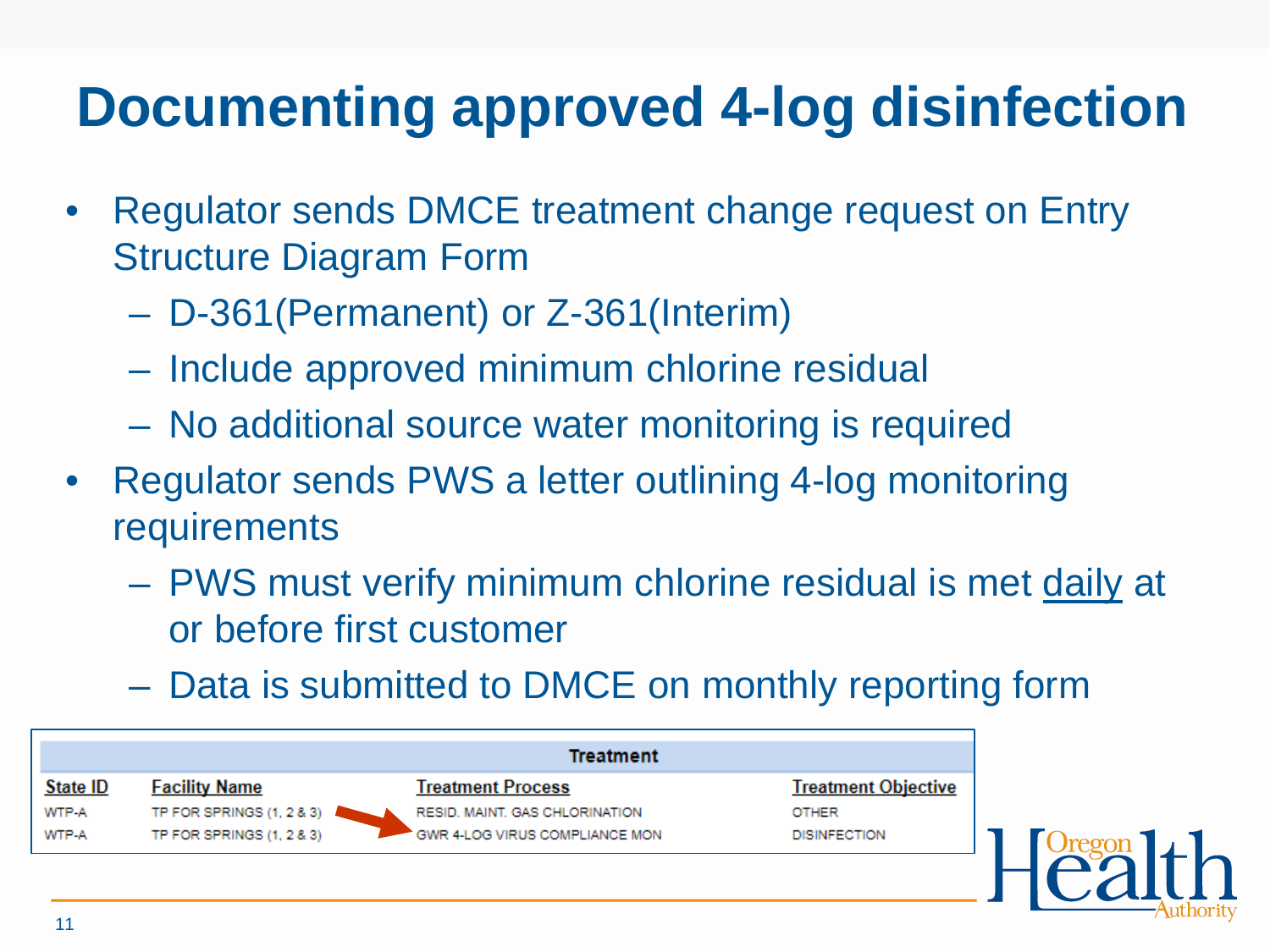# Documenting approved 4-log disinfection

- Regulator sends DMCE treatment change request on Entry Structure Diagram Form
  - D-361(Permanent) or Z-361(Interim)
  - Include approved minimum chlorine residual
  - No additional source water monitoring is required
- Regulator sends PWS a letter outlining 4-log monitoring requirements
  - PWS must verify minimum chlorine residual is met daily at or before first customer
  - Data is submitted to DMCE on monthly reporting form

| Treatment | | | |
|---|---|---|---|
| State ID | Facility Name | Treatment Process | Treatment Objective |
| WTP-A | TP FOR SPRINGS (1, 2 & 3) | RESID. MAINT. GAS CHLORINATION | OTHER |
| WTP-A | TP FOR SPRINGS (1, 2 & 3) | GWR 4-LOG VIRUS COMPLIANCE MON | DISINFECTION |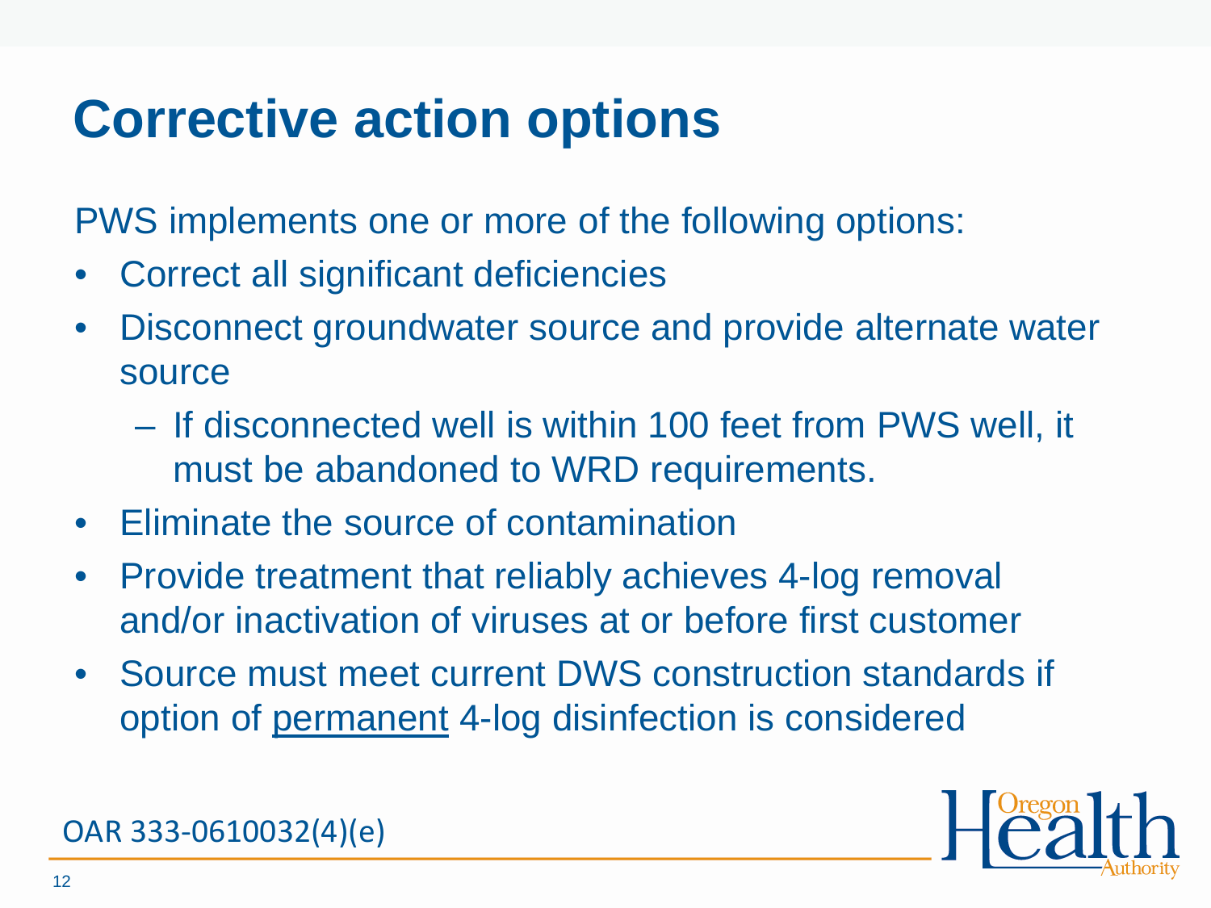# Corrective action options

PWS implements one or more of the following options:

- Correct all significant deficiencies
- Disconnect groundwater source and provide alternate water source
  - If disconnected well is within 100 feet from PWS well, it must be abandoned to WRD requirements.
- Eliminate the source of contamination
- Provide treatment that reliably achieves 4-log removal and/or inactivation of viruses at or before first customer
- Source must meet current DWS construction standards if option of <u>permanent</u> 4-log disinfection is considered

OAR 333-0610032(4)(e)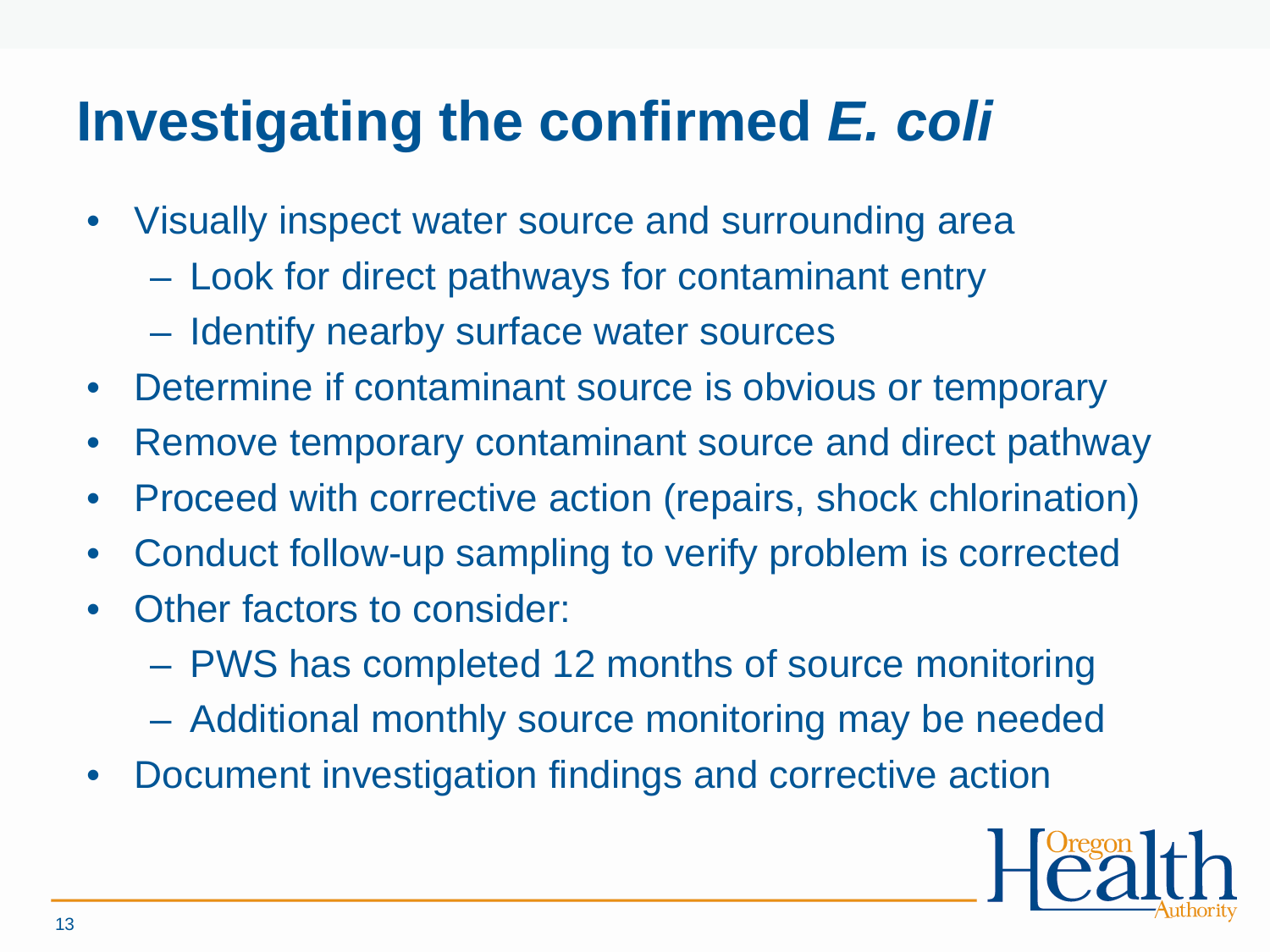# Investigating the confirmed *E. coli*

- Visually inspect water source and surrounding area
  - Look for direct pathways for contaminant entry
  - Identify nearby surface water sources
- Determine if contaminant source is obvious or temporary
- Remove temporary contaminant source and direct pathway
- Proceed with corrective action (repairs, shock chlorination)
- Conduct follow-up sampling to verify problem is corrected
- Other factors to consider:
  - PWS has completed 12 months of source monitoring
  - Additional monthly source monitoring may be needed
- Document investigation findings and corrective action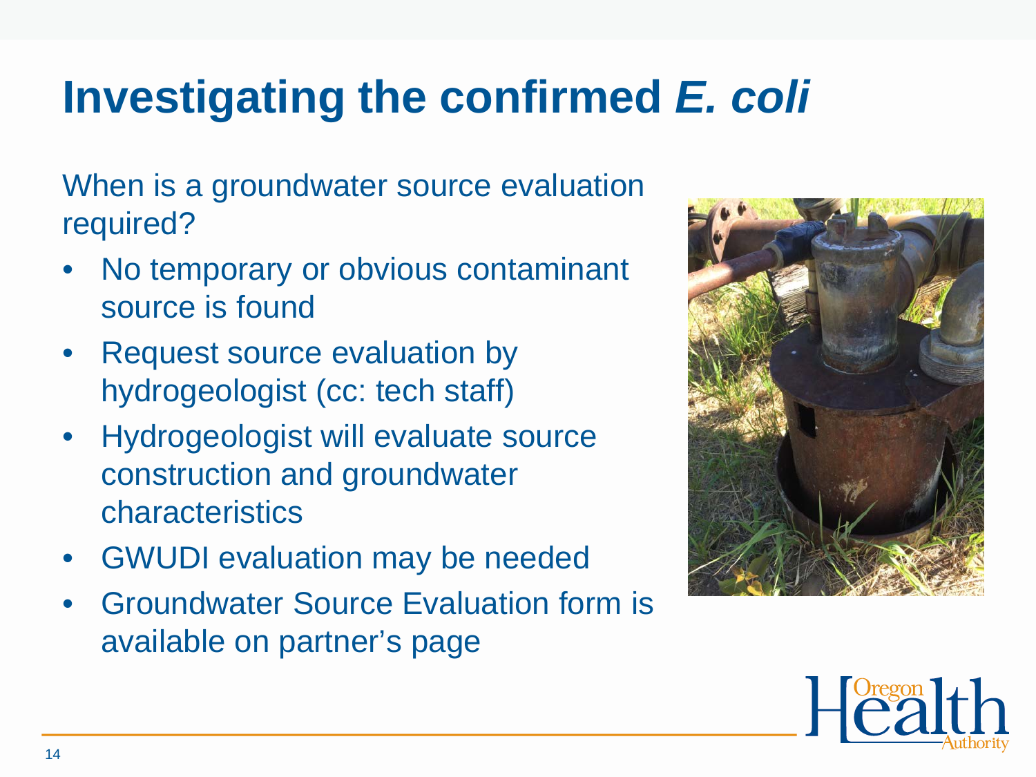# Investigating the confirmed *E. coli*

When is a groundwater source evaluation required?

- No temporary or obvious contaminant source is found
- Request source evaluation by hydrogeologist (cc: tech staff)
- Hydrogeologist will evaluate source construction and groundwater characteristics
- GWUDI evaluation may be needed
- Groundwater Source Evaluation form is available on partner's page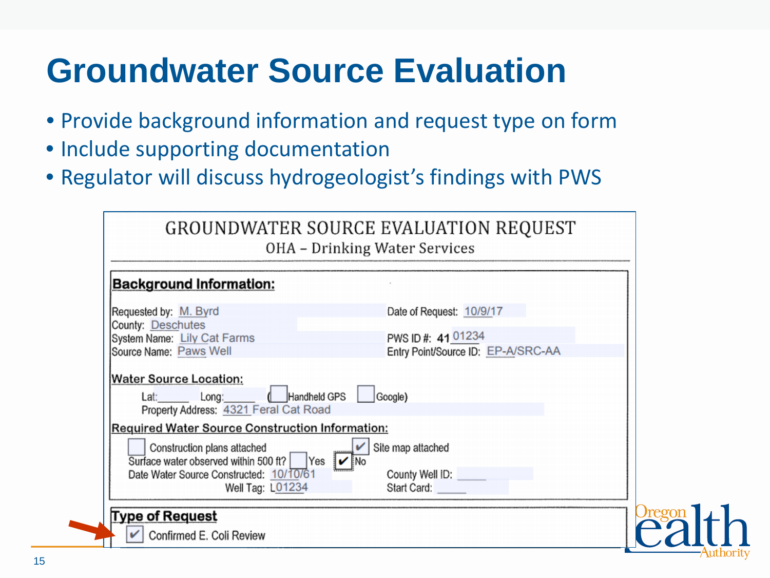# Groundwater Source Evaluation

- Provide background information and request type on form
- Include supporting documentation
- Regulator will discuss hydrogeologist's findings with PWS

## GROUNDWATER SOURCE EVALUATION REQUEST

OHA – Drinking Water Services

**Background Information:**

Requested by: M. Byrd

Date of Request: 10/9/17

County: Deschutes

System Name: Lily Cat Farms

PWS ID #: 41 01234

Source Name: Paws Well

Entry Point/Source ID: EP-A/SRC-AA

**Water Source Location:**

Lat:\_\_\_\_\_ Long:\_\_\_\_\_ ( ☐ Handheld GPS ☐ Google)

Property Address: 4321 Feral Cat Road

**Required Water Source Construction Information:**

☐ Construction plans attached

☑ Site map attached

Surface water observed within 500 ft? ☐ Yes ☑ No

Date Water Source Constructed: 10/10/61

County Well ID: \_\_\_\_\_

Well Tag: L01234

Start Card: \_\_\_\_\_

**Type of Request**

☑ Confirmed E. Coli Review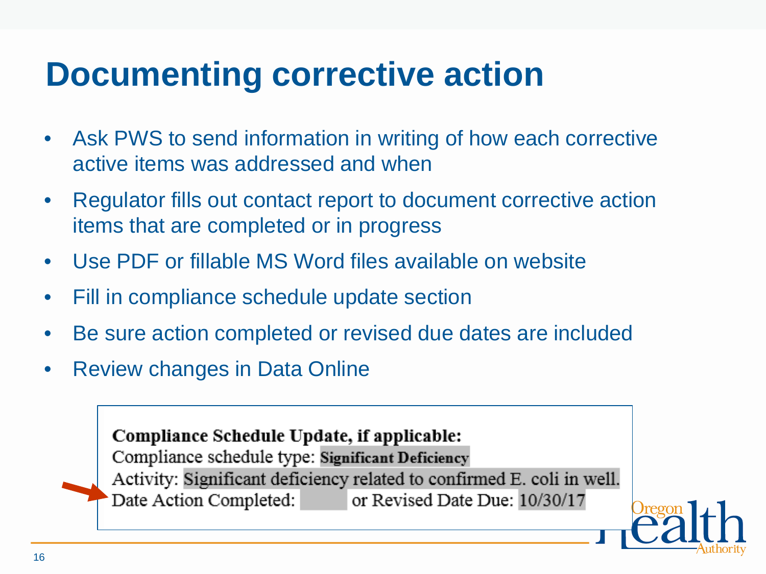# Documenting corrective action

- Ask PWS to send information in writing of how each corrective active items was addressed and when
- Regulator fills out contact report to document corrective action items that are completed or in progress
- Use PDF or fillable MS Word files available on website
- Fill in compliance schedule update section
- Be sure action completed or revised due dates are included
- Review changes in Data Online

**Compliance Schedule Update, if applicable:**
Compliance schedule type: **Significant Deficiency**
Activity: Significant deficiency related to confirmed E. coli in well.
Date Action Completed: or Revised Date Due: 10/30/17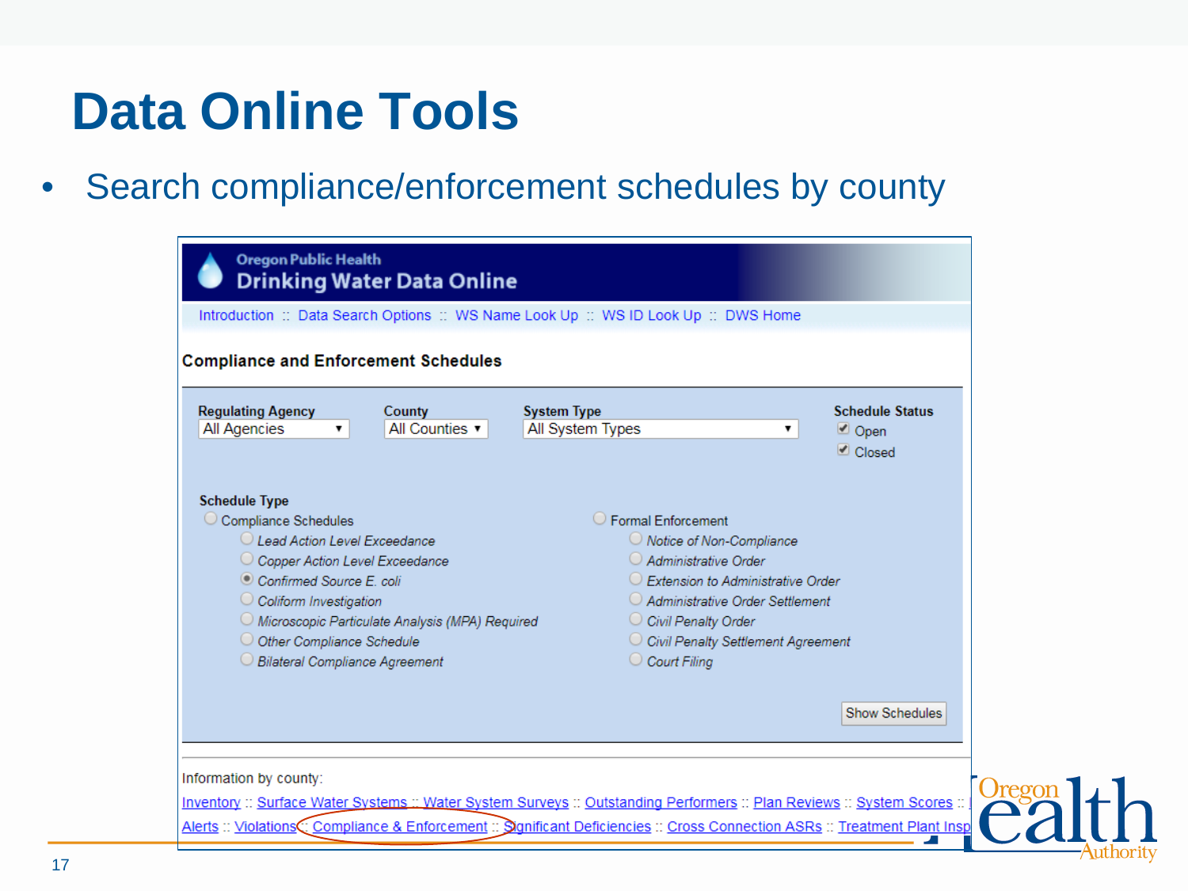# Data Online Tools

- Search compliance/enforcement schedules by county

Oregon Public Health
Drinking Water Data Online

Introduction :: Data Search Options :: WS Name Look Up :: WS ID Look Up :: DWS Home

**Compliance and Enforcement Schedules**

**Regulating Agency** All Agencies

**County** All Counties

**System Type** All System Types

**Schedule Status**
- Open
- Closed

**Schedule Type**

- Compliance Schedules
  - *Lead Action Level Exceedance*
  - *Copper Action Level Exceedance*
  - *Confirmed Source E. coli*
  - *Coliform Investigation*
  - *Microscopic Particulate Analysis (MPA) Required*
  - *Other Compliance Schedule*
  - *Bilateral Compliance Agreement*
- Formal Enforcement
  - *Notice of Non-Compliance*
  - *Administrative Order*
  - *Extension to Administrative Order*
  - *Administrative Order Settlement*
  - *Civil Penalty Order*
  - *Civil Penalty Settlement Agreement*
  - *Court Filing*

Show Schedules

Information by county:

Inventory :: Surface Water Systems :: Water System Surveys :: Outstanding Performers :: Plan Reviews :: System Scores ::
Alerts :: Violations :: Compliance & Enforcement :: Significant Deficiencies :: Cross Connection ASRs :: Treatment Plant Insp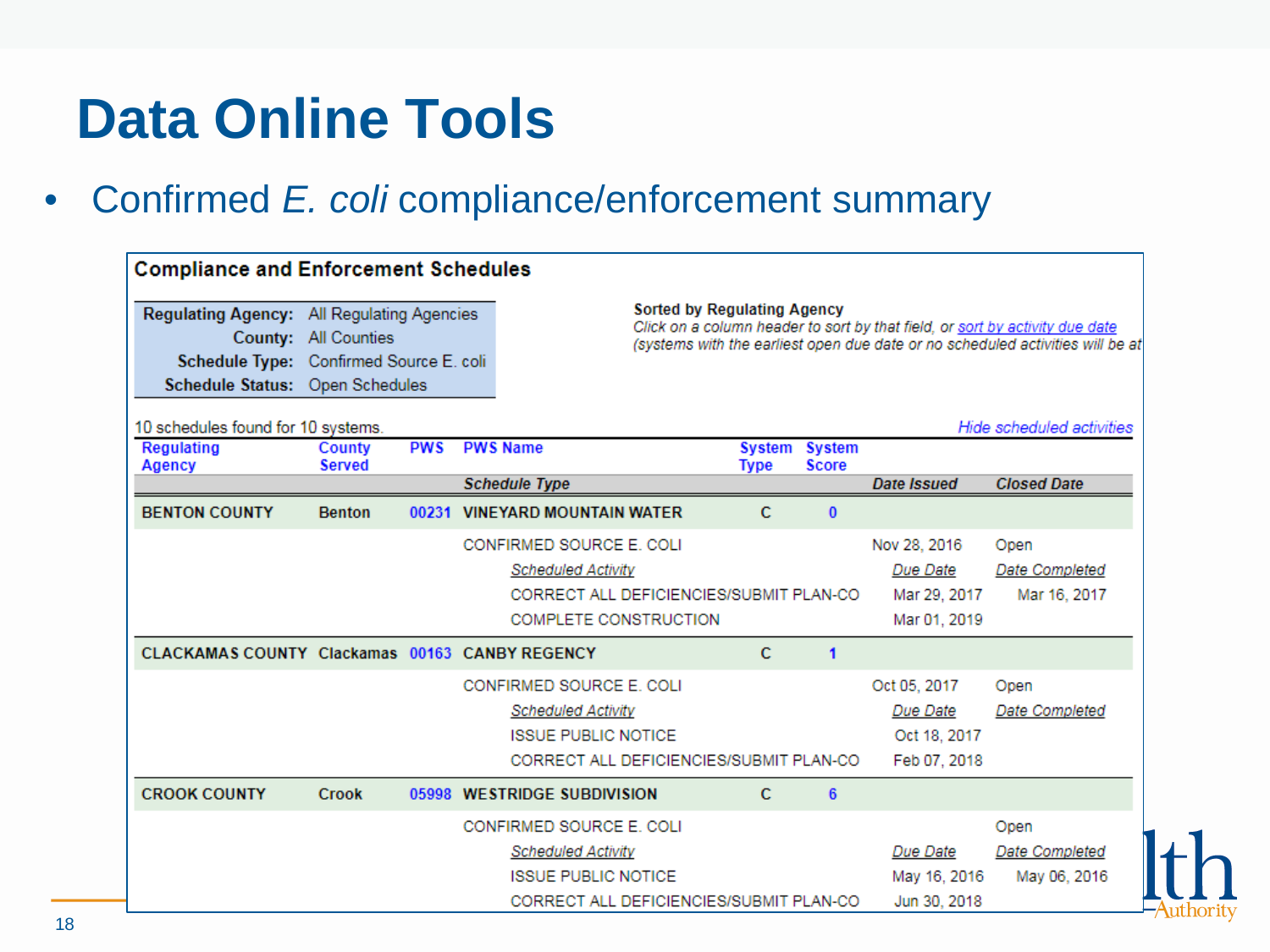# Data Online Tools

- Confirmed *E. coli* compliance/enforcement summary

**Compliance and Enforcement Schedules**

| | |
|---|---|
| **Regulating Agency:** | All Regulating Agencies |
| **County:** | All Counties |
| **Schedule Type:** | Confirmed Source E. coli |
| **Schedule Status:** | Open Schedules |

**Sorted by Regulating Agency**
*Click on a column header to sort by that field, or sort by activity due date (systems with the earliest open due date or no scheduled activities will be at*

10 schedules found for 10 systems.

*Hide scheduled activities*

| Regulating Agency | County Served | PWS | PWS Name / *Schedule Type* | System Type | System Score | *Date Issued* | *Closed Date* |
|---|---|---|---|---|---|---|---|
| **BENTON COUNTY** | **Benton** | 00231 | **VINEYARD MOUNTAIN WATER** | C | 0 | | |
| | | | CONFIRMED SOURCE E. COLI | | | Nov 28, 2016 | Open |
| | | | *Scheduled Activity* | | | *Due Date* | *Date Completed* |
| | | | CORRECT ALL DEFICIENCIES/SUBMIT PLAN-CO | | | Mar 29, 2017 | Mar 16, 2017 |
| | | | COMPLETE CONSTRUCTION | | | Mar 01, 2019 | |
| **CLACKAMAS COUNTY** | **Clackamas** | 00163 | **CANBY REGENCY** | C | 1 | | |
| | | | CONFIRMED SOURCE E. COLI | | | Oct 05, 2017 | Open |
| | | | *Scheduled Activity* | | | *Due Date* | *Date Completed* |
| | | | ISSUE PUBLIC NOTICE | | | Oct 18, 2017 | |
| | | | CORRECT ALL DEFICIENCIES/SUBMIT PLAN-CO | | | Feb 07, 2018 | |
| **CROOK COUNTY** | **Crook** | 05998 | **WESTRIDGE SUBDIVISION** | C | 6 | | |
| | | | CONFIRMED SOURCE E. COLI | | | | Open |
| | | | *Scheduled Activity* | | | *Due Date* | *Date Completed* |
| | | | ISSUE PUBLIC NOTICE | | | May 16, 2016 | May 06, 2016 |
| | | | CORRECT ALL DEFICIENCIES/SUBMIT PLAN-CO | | | Jun 30, 2018 | |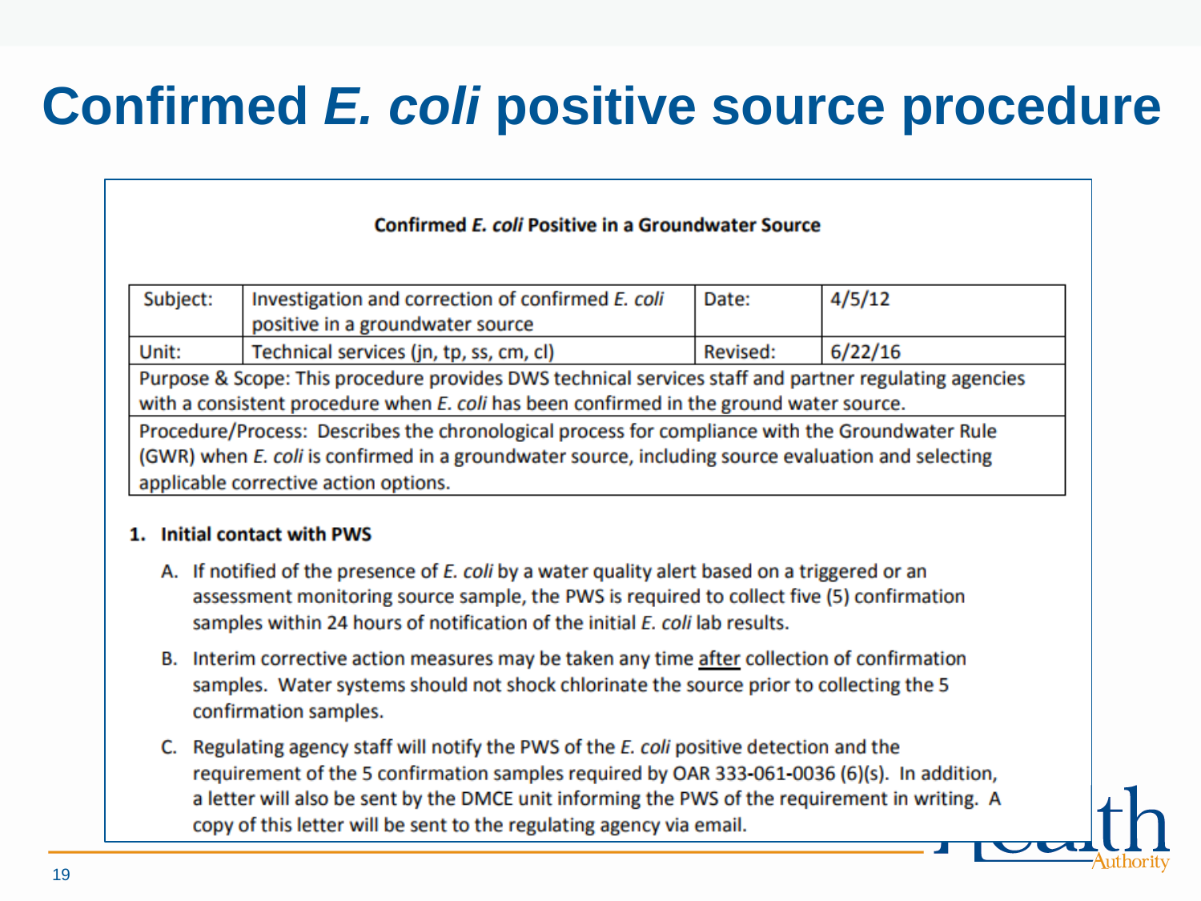# Confirmed *E. coli* positive source procedure

**Confirmed *E. coli* Positive in a Groundwater Source**

| Subject: | Investigation and correction of confirmed *E. coli* positive in a groundwater source | Date: | 4/5/12 |
|---|---|---|---|
| Unit: | Technical services (jn, tp, ss, cm, cl) | Revised: | 6/22/16 |
| Purpose & Scope: This procedure provides DWS technical services staff and partner regulating agencies with a consistent procedure when *E. coli* has been confirmed in the ground water source. | | | |
| Procedure/Process: Describes the chronological process for compliance with the Groundwater Rule (GWR) when *E. coli* is confirmed in a groundwater source, including source evaluation and selecting applicable corrective action options. | | | |

**1. Initial contact with PWS**

A. If notified of the presence of *E. coli* by a water quality alert based on a triggered or an assessment monitoring source sample, the PWS is required to collect five (5) confirmation samples within 24 hours of notification of the initial *E. coli* lab results.

B. Interim corrective action measures may be taken any time after collection of confirmation samples. Water systems should not shock chlorinate the source prior to collecting the 5 confirmation samples.

C. Regulating agency staff will notify the PWS of the *E. coli* positive detection and the requirement of the 5 confirmation samples required by OAR 333-061-0036 (6)(s). In addition, a letter will also be sent by the DMCE unit informing the PWS of the requirement in writing. A copy of this letter will be sent to the regulating agency via email.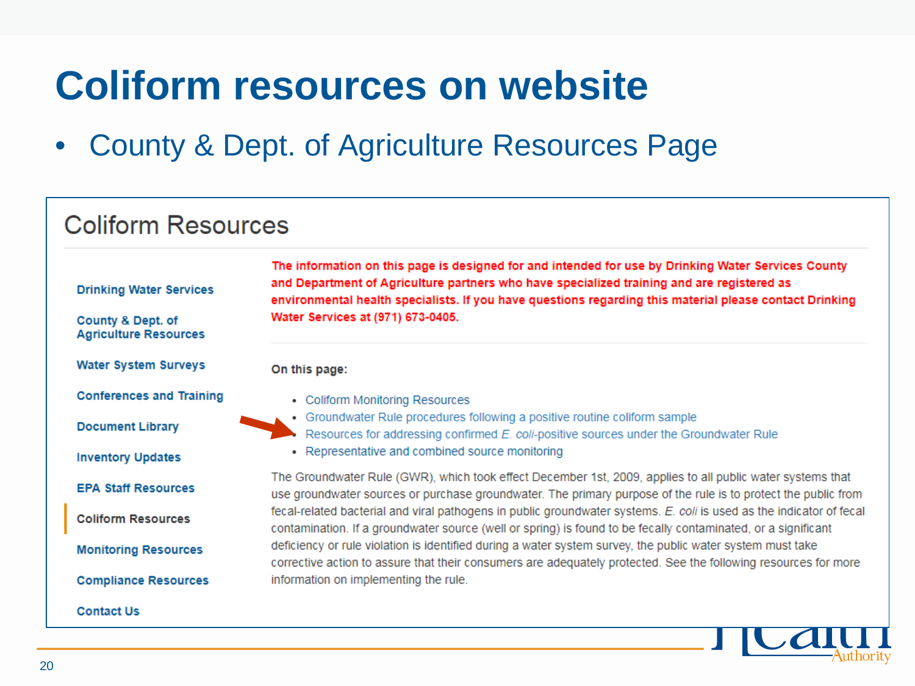# Coliform resources on website

- County & Dept. of Agriculture Resources Page

## Coliform Resources

- Drinking Water Services
- County & Dept. of Agriculture Resources
- Water System Surveys
- Conferences and Training
- Document Library
- Inventory Updates
- EPA Staff Resources
- Coliform Resources
- Monitoring Resources
- Compliance Resources
- Contact Us

**The information on this page is designed for and intended for use by Drinking Water Services County and Department of Agriculture partners who have specialized training and are registered as environmental health specialists. If you have questions regarding this material please contact Drinking Water Services at (971) 673-0405.**

**On this page:**

- Coliform Monitoring Resources
- Groundwater Rule procedures following a positive routine coliform sample
- Resources for addressing confirmed *E. coli*-positive sources under the Groundwater Rule
- Representative and combined source monitoring

The Groundwater Rule (GWR), which took effect December 1st, 2009, applies to all public water systems that use groundwater sources or purchase groundwater. The primary purpose of the rule is to protect the public from fecal-related bacterial and viral pathogens in public groundwater systems. *E. coli* is used as the indicator of fecal contamination. If a groundwater source (well or spring) is found to be fecally contaminated, or a significant deficiency or rule violation is identified during a water system survey, the public water system must take corrective action to assure that their consumers are adequately protected. See the following resources for more information on implementing the rule.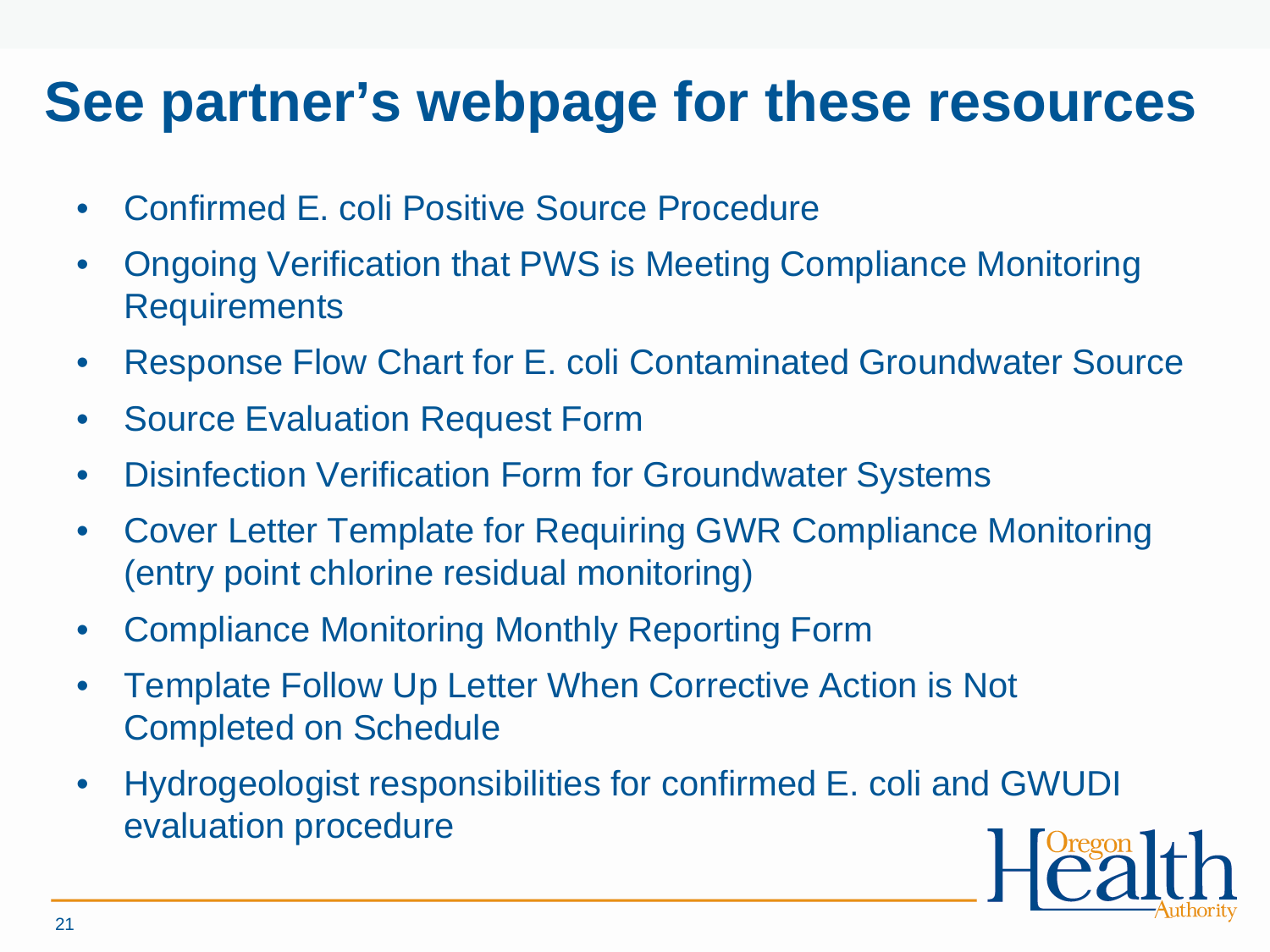# See partner's webpage for these resources

- Confirmed E. coli Positive Source Procedure
- Ongoing Verification that PWS is Meeting Compliance Monitoring Requirements
- Response Flow Chart for E. coli Contaminated Groundwater Source
- Source Evaluation Request Form
- Disinfection Verification Form for Groundwater Systems
- Cover Letter Template for Requiring GWR Compliance Monitoring (entry point chlorine residual monitoring)
- Compliance Monitoring Monthly Reporting Form
- Template Follow Up Letter When Corrective Action is Not Completed on Schedule
- Hydrogeologist responsibilities for confirmed E. coli and GWUDI evaluation procedure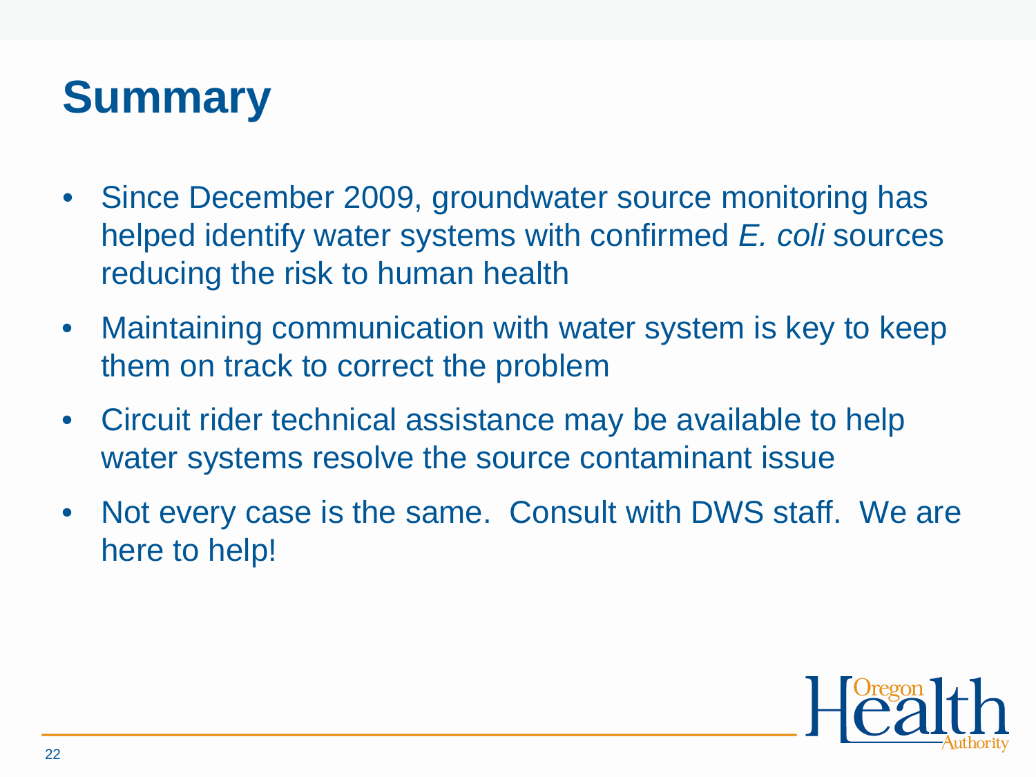# Summary

- Since December 2009, groundwater source monitoring has helped identify water systems with confirmed *E. coli* sources reducing the risk to human health
- Maintaining communication with water system is key to keep them on track to correct the problem
- Circuit rider technical assistance may be available to help water systems resolve the source contaminant issue
- Not every case is the same. Consult with DWS staff. We are here to help!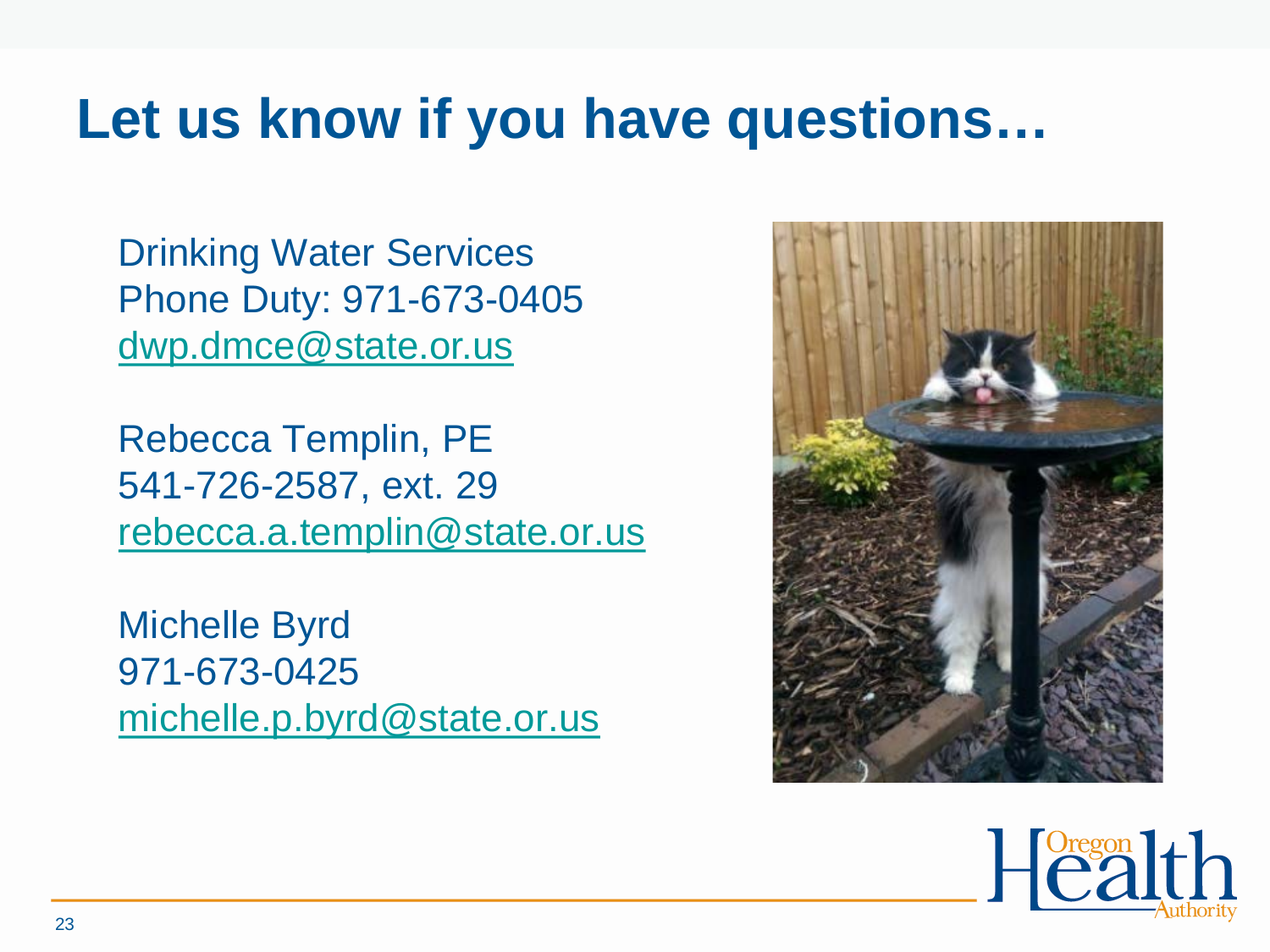# Let us know if you have questions…

Drinking Water Services
Phone Duty: 971-673-0405
dwp.dmce@state.or.us

Rebecca Templin, PE
541-726-2587, ext. 29
rebecca.a.templin@state.or.us

Michelle Byrd
971-673-0425
michelle.p.byrd@state.or.us